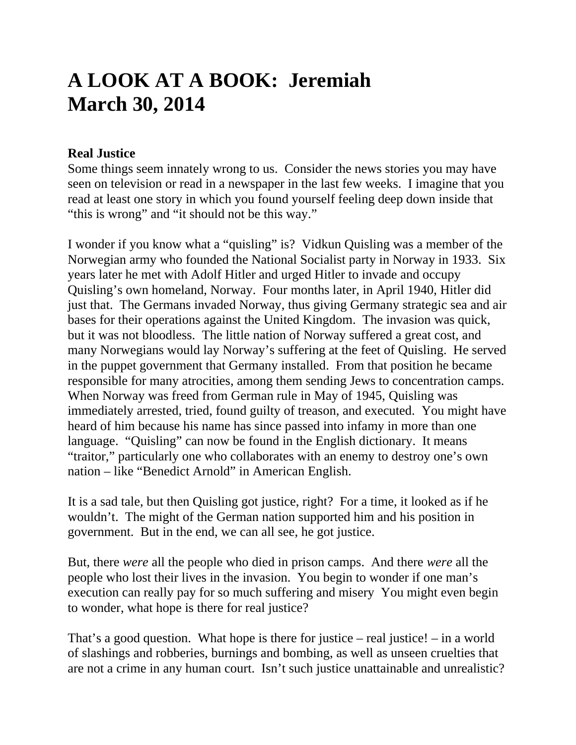# A LOOK AT A BOOK: Jeremiah
# March 30, 2014

**Real Justice**

Some things seem innately wrong to us. Consider the news stories you may have seen on television or read in a newspaper in the last few weeks. I imagine that you read at least one story in which you found yourself feeling deep down inside that "this is wrong" and "it should not be this way."

I wonder if you know what a "quisling" is? Vidkun Quisling was a member of the Norwegian army who founded the National Socialist party in Norway in 1933. Six years later he met with Adolf Hitler and urged Hitler to invade and occupy Quisling's own homeland, Norway. Four months later, in April 1940, Hitler did just that. The Germans invaded Norway, thus giving Germany strategic sea and air bases for their operations against the United Kingdom. The invasion was quick, but it was not bloodless. The little nation of Norway suffered a great cost, and many Norwegians would lay Norway's suffering at the feet of Quisling. He served in the puppet government that Germany installed. From that position he became responsible for many atrocities, among them sending Jews to concentration camps. When Norway was freed from German rule in May of 1945, Quisling was immediately arrested, tried, found guilty of treason, and executed. You might have heard of him because his name has since passed into infamy in more than one language. "Quisling" can now be found in the English dictionary. It means "traitor," particularly one who collaborates with an enemy to destroy one's own nation – like "Benedict Arnold" in American English.

It is a sad tale, but then Quisling got justice, right? For a time, it looked as if he wouldn't. The might of the German nation supported him and his position in government. But in the end, we can all see, he got justice.

But, there *were* all the people who died in prison camps. And there *were* all the people who lost their lives in the invasion. You begin to wonder if one man's execution can really pay for so much suffering and misery You might even begin to wonder, what hope is there for real justice?

That's a good question. What hope is there for justice – real justice! – in a world of slashings and robberies, burnings and bombing, as well as unseen cruelties that are not a crime in any human court. Isn't such justice unattainable and unrealistic?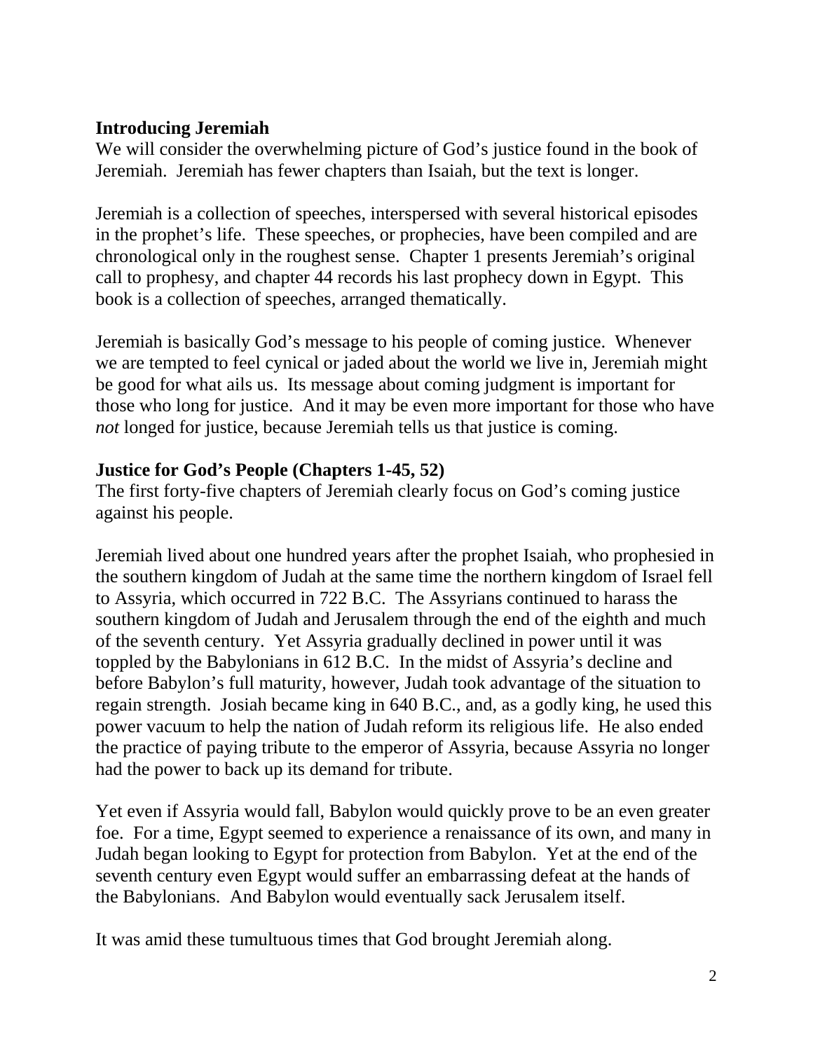**Introducing Jeremiah**

We will consider the overwhelming picture of God's justice found in the book of Jeremiah. Jeremiah has fewer chapters than Isaiah, but the text is longer.

Jeremiah is a collection of speeches, interspersed with several historical episodes in the prophet's life. These speeches, or prophecies, have been compiled and are chronological only in the roughest sense. Chapter 1 presents Jeremiah's original call to prophesy, and chapter 44 records his last prophecy down in Egypt. This book is a collection of speeches, arranged thematically.

Jeremiah is basically God's message to his people of coming justice. Whenever we are tempted to feel cynical or jaded about the world we live in, Jeremiah might be good for what ails us. Its message about coming judgment is important for those who long for justice. And it may be even more important for those who have *not* longed for justice, because Jeremiah tells us that justice is coming.

**Justice for God's People (Chapters 1-45, 52)**

The first forty-five chapters of Jeremiah clearly focus on God's coming justice against his people.

Jeremiah lived about one hundred years after the prophet Isaiah, who prophesied in the southern kingdom of Judah at the same time the northern kingdom of Israel fell to Assyria, which occurred in 722 B.C. The Assyrians continued to harass the southern kingdom of Judah and Jerusalem through the end of the eighth and much of the seventh century. Yet Assyria gradually declined in power until it was toppled by the Babylonians in 612 B.C. In the midst of Assyria's decline and before Babylon's full maturity, however, Judah took advantage of the situation to regain strength. Josiah became king in 640 B.C., and, as a godly king, he used this power vacuum to help the nation of Judah reform its religious life. He also ended the practice of paying tribute to the emperor of Assyria, because Assyria no longer had the power to back up its demand for tribute.

Yet even if Assyria would fall, Babylon would quickly prove to be an even greater foe. For a time, Egypt seemed to experience a renaissance of its own, and many in Judah began looking to Egypt for protection from Babylon. Yet at the end of the seventh century even Egypt would suffer an embarrassing defeat at the hands of the Babylonians. And Babylon would eventually sack Jerusalem itself.

It was amid these tumultuous times that God brought Jeremiah along.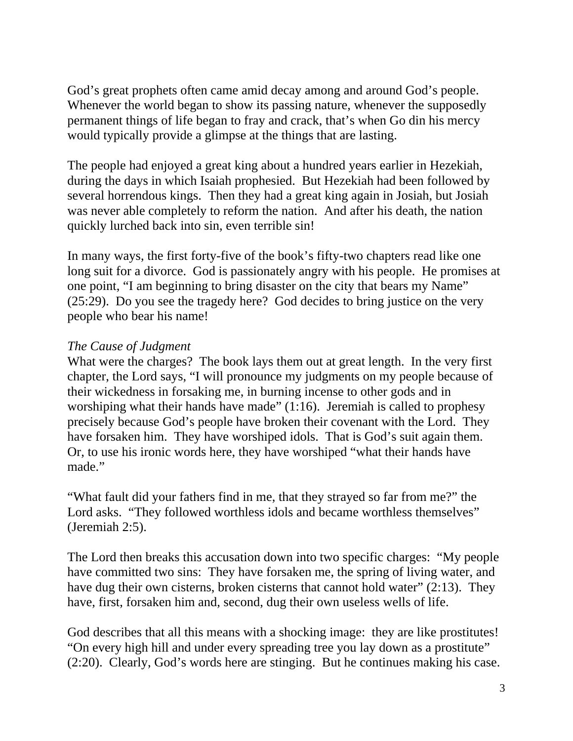God's great prophets often came amid decay among and around God's people. Whenever the world began to show its passing nature, whenever the supposedly permanent things of life began to fray and crack, that's when Go din his mercy would typically provide a glimpse at the things that are lasting.

The people had enjoyed a great king about a hundred years earlier in Hezekiah, during the days in which Isaiah prophesied. But Hezekiah had been followed by several horrendous kings. Then they had a great king again in Josiah, but Josiah was never able completely to reform the nation. And after his death, the nation quickly lurched back into sin, even terrible sin!

In many ways, the first forty-five of the book's fifty-two chapters read like one long suit for a divorce. God is passionately angry with his people. He promises at one point, "I am beginning to bring disaster on the city that bears my Name" (25:29). Do you see the tragedy here? God decides to bring justice on the very people who bear his name!

*The Cause of Judgment*

What were the charges? The book lays them out at great length. In the very first chapter, the Lord says, "I will pronounce my judgments on my people because of their wickedness in forsaking me, in burning incense to other gods and in worshiping what their hands have made" (1:16). Jeremiah is called to prophesy precisely because God's people have broken their covenant with the Lord. They have forsaken him. They have worshiped idols. That is God's suit again them. Or, to use his ironic words here, they have worshiped "what their hands have made."

"What fault did your fathers find in me, that they strayed so far from me?" the Lord asks. "They followed worthless idols and became worthless themselves" (Jeremiah 2:5).

The Lord then breaks this accusation down into two specific charges: "My people have committed two sins: They have forsaken me, the spring of living water, and have dug their own cisterns, broken cisterns that cannot hold water" (2:13). They have, first, forsaken him and, second, dug their own useless wells of life.

God describes that all this means with a shocking image: they are like prostitutes! "On every high hill and under every spreading tree you lay down as a prostitute" (2:20). Clearly, God's words here are stinging. But he continues making his case.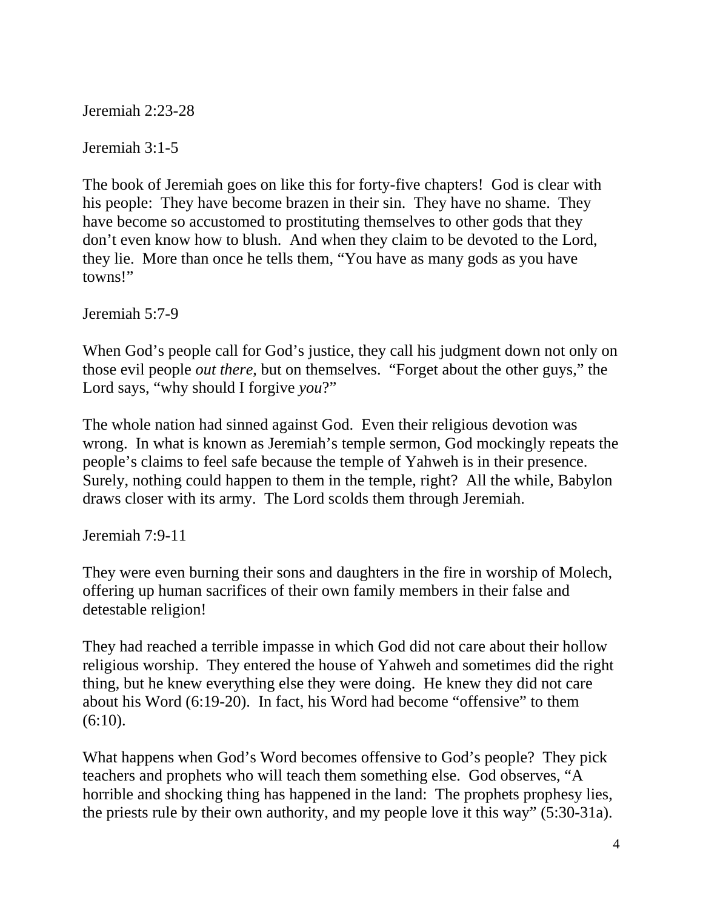Jeremiah 2:23-28

Jeremiah 3:1-5

The book of Jeremiah goes on like this for forty-five chapters! God is clear with his people: They have become brazen in their sin. They have no shame. They have become so accustomed to prostituting themselves to other gods that they don't even know how to blush. And when they claim to be devoted to the Lord, they lie. More than once he tells them, "You have as many gods as you have towns!"

Jeremiah 5:7-9

When God's people call for God's justice, they call his judgment down not only on those evil people *out there*, but on themselves. "Forget about the other guys," the Lord says, "why should I forgive *you*?"

The whole nation had sinned against God. Even their religious devotion was wrong. In what is known as Jeremiah's temple sermon, God mockingly repeats the people's claims to feel safe because the temple of Yahweh is in their presence. Surely, nothing could happen to them in the temple, right? All the while, Babylon draws closer with its army. The Lord scolds them through Jeremiah.

Jeremiah 7:9-11

They were even burning their sons and daughters in the fire in worship of Molech, offering up human sacrifices of their own family members in their false and detestable religion!

They had reached a terrible impasse in which God did not care about their hollow religious worship. They entered the house of Yahweh and sometimes did the right thing, but he knew everything else they were doing. He knew they did not care about his Word (6:19-20). In fact, his Word had become "offensive" to them (6:10).

What happens when God's Word becomes offensive to God's people? They pick teachers and prophets who will teach them something else. God observes, "A horrible and shocking thing has happened in the land: The prophets prophesy lies, the priests rule by their own authority, and my people love it this way" (5:30-31a).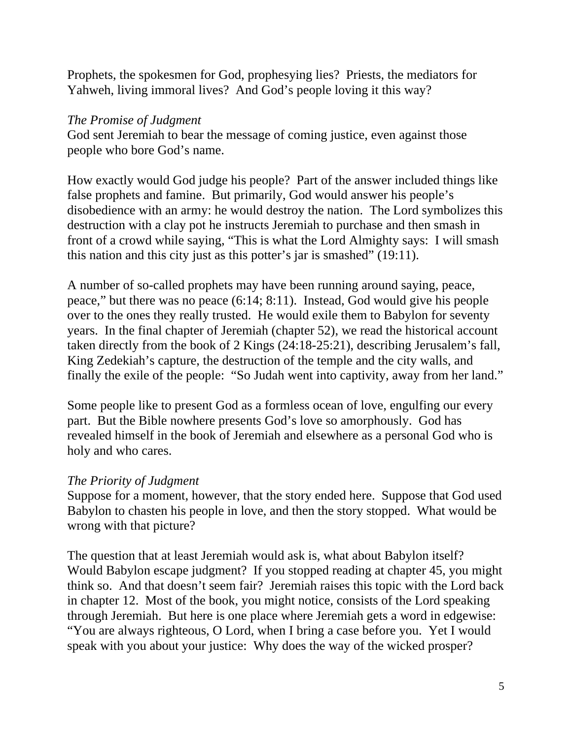Prophets, the spokesmen for God, prophesying lies? Priests, the mediators for Yahweh, living immoral lives? And God's people loving it this way?

*The Promise of Judgment*

God sent Jeremiah to bear the message of coming justice, even against those people who bore God's name.

How exactly would God judge his people? Part of the answer included things like false prophets and famine. But primarily, God would answer his people's disobedience with an army: he would destroy the nation. The Lord symbolizes this destruction with a clay pot he instructs Jeremiah to purchase and then smash in front of a crowd while saying, "This is what the Lord Almighty says: I will smash this nation and this city just as this potter's jar is smashed" (19:11).

A number of so-called prophets may have been running around saying, peace, peace," but there was no peace (6:14; 8:11). Instead, God would give his people over to the ones they really trusted. He would exile them to Babylon for seventy years. In the final chapter of Jeremiah (chapter 52), we read the historical account taken directly from the book of 2 Kings (24:18-25:21), describing Jerusalem's fall, King Zedekiah's capture, the destruction of the temple and the city walls, and finally the exile of the people: "So Judah went into captivity, away from her land."

Some people like to present God as a formless ocean of love, engulfing our every part. But the Bible nowhere presents God's love so amorphously. God has revealed himself in the book of Jeremiah and elsewhere as a personal God who is holy and who cares.

*The Priority of Judgment*

Suppose for a moment, however, that the story ended here. Suppose that God used Babylon to chasten his people in love, and then the story stopped. What would be wrong with that picture?

The question that at least Jeremiah would ask is, what about Babylon itself? Would Babylon escape judgment? If you stopped reading at chapter 45, you might think so. And that doesn't seem fair? Jeremiah raises this topic with the Lord back in chapter 12. Most of the book, you might notice, consists of the Lord speaking through Jeremiah. But here is one place where Jeremiah gets a word in edgewise: "You are always righteous, O Lord, when I bring a case before you. Yet I would speak with you about your justice: Why does the way of the wicked prosper?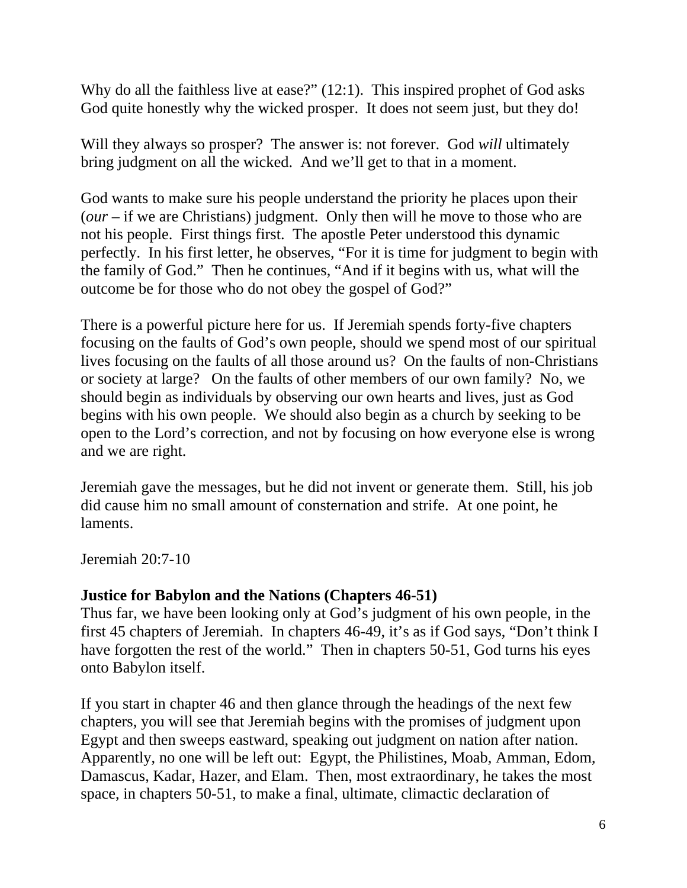Why do all the faithless live at ease?" (12:1). This inspired prophet of God asks God quite honestly why the wicked prosper. It does not seem just, but they do!

Will they always so prosper? The answer is: not forever. God *will* ultimately bring judgment on all the wicked. And we'll get to that in a moment.

God wants to make sure his people understand the priority he places upon their (*our* – if we are Christians) judgment. Only then will he move to those who are not his people. First things first. The apostle Peter understood this dynamic perfectly. In his first letter, he observes, "For it is time for judgment to begin with the family of God." Then he continues, "And if it begins with us, what will the outcome be for those who do not obey the gospel of God?"

There is a powerful picture here for us. If Jeremiah spends forty-five chapters focusing on the faults of God's own people, should we spend most of our spiritual lives focusing on the faults of all those around us? On the faults of non-Christians or society at large? On the faults of other members of our own family? No, we should begin as individuals by observing our own hearts and lives, just as God begins with his own people. We should also begin as a church by seeking to be open to the Lord's correction, and not by focusing on how everyone else is wrong and we are right.

Jeremiah gave the messages, but he did not invent or generate them. Still, his job did cause him no small amount of consternation and strife. At one point, he laments.

Jeremiah 20:7-10

**Justice for Babylon and the Nations (Chapters 46-51)**

Thus far, we have been looking only at God's judgment of his own people, in the first 45 chapters of Jeremiah. In chapters 46-49, it's as if God says, "Don't think I have forgotten the rest of the world." Then in chapters 50-51, God turns his eyes onto Babylon itself.

If you start in chapter 46 and then glance through the headings of the next few chapters, you will see that Jeremiah begins with the promises of judgment upon Egypt and then sweeps eastward, speaking out judgment on nation after nation. Apparently, no one will be left out: Egypt, the Philistines, Moab, Amman, Edom, Damascus, Kadar, Hazer, and Elam. Then, most extraordinary, he takes the most space, in chapters 50-51, to make a final, ultimate, climactic declaration of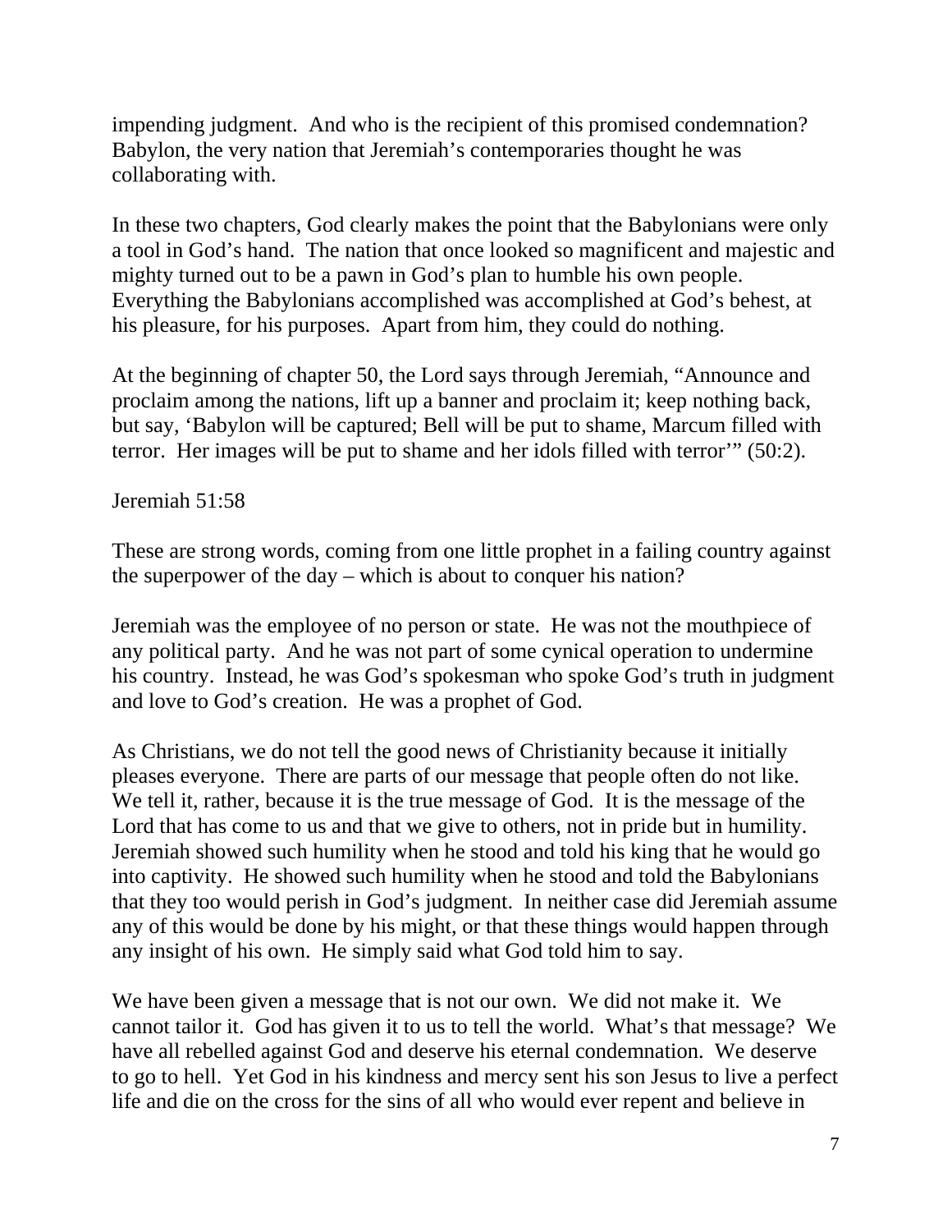impending judgment. And who is the recipient of this promised condemnation? Babylon, the very nation that Jeremiah's contemporaries thought he was collaborating with.

In these two chapters, God clearly makes the point that the Babylonians were only a tool in God's hand. The nation that once looked so magnificent and majestic and mighty turned out to be a pawn in God's plan to humble his own people. Everything the Babylonians accomplished was accomplished at God's behest, at his pleasure, for his purposes. Apart from him, they could do nothing.

At the beginning of chapter 50, the Lord says through Jeremiah, "Announce and proclaim among the nations, lift up a banner and proclaim it; keep nothing back, but say, 'Babylon will be captured; Bell will be put to shame, Marcum filled with terror. Her images will be put to shame and her idols filled with terror'" (50:2).

Jeremiah 51:58

These are strong words, coming from one little prophet in a failing country against the superpower of the day – which is about to conquer his nation?

Jeremiah was the employee of no person or state. He was not the mouthpiece of any political party. And he was not part of some cynical operation to undermine his country. Instead, he was God's spokesman who spoke God's truth in judgment and love to God's creation. He was a prophet of God.

As Christians, we do not tell the good news of Christianity because it initially pleases everyone. There are parts of our message that people often do not like. We tell it, rather, because it is the true message of God. It is the message of the Lord that has come to us and that we give to others, not in pride but in humility. Jeremiah showed such humility when he stood and told his king that he would go into captivity. He showed such humility when he stood and told the Babylonians that they too would perish in God's judgment. In neither case did Jeremiah assume any of this would be done by his might, or that these things would happen through any insight of his own. He simply said what God told him to say.

We have been given a message that is not our own. We did not make it. We cannot tailor it. God has given it to us to tell the world. What's that message? We have all rebelled against God and deserve his eternal condemnation. We deserve to go to hell. Yet God in his kindness and mercy sent his son Jesus to live a perfect life and die on the cross for the sins of all who would ever repent and believe in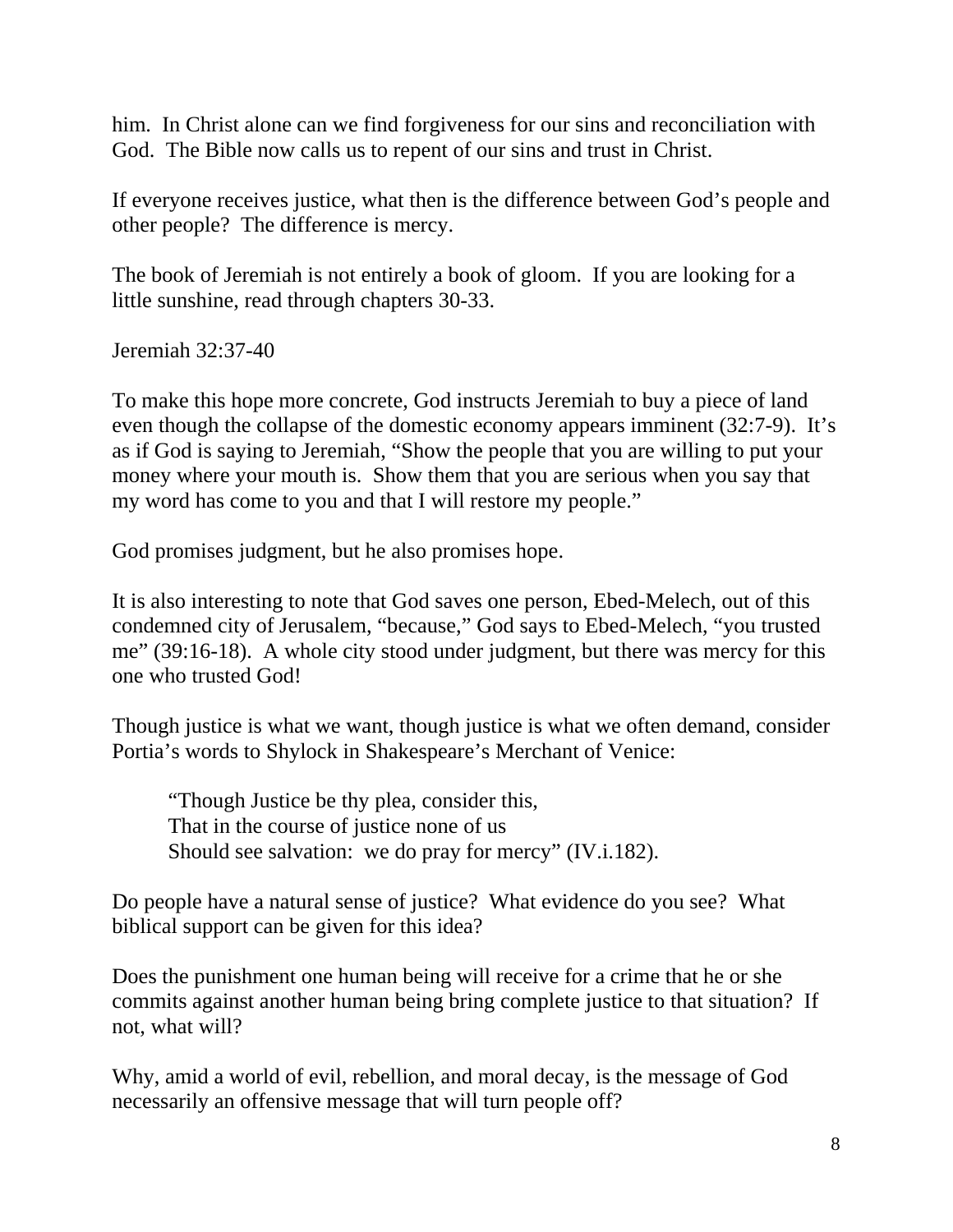him. In Christ alone can we find forgiveness for our sins and reconciliation with God. The Bible now calls us to repent of our sins and trust in Christ.

If everyone receives justice, what then is the difference between God's people and other people? The difference is mercy.

The book of Jeremiah is not entirely a book of gloom. If you are looking for a little sunshine, read through chapters 30-33.

Jeremiah 32:37-40

To make this hope more concrete, God instructs Jeremiah to buy a piece of land even though the collapse of the domestic economy appears imminent (32:7-9). It's as if God is saying to Jeremiah, "Show the people that you are willing to put your money where your mouth is. Show them that you are serious when you say that my word has come to you and that I will restore my people."

God promises judgment, but he also promises hope.

It is also interesting to note that God saves one person, Ebed-Melech, out of this condemned city of Jerusalem, "because," God says to Ebed-Melech, "you trusted me" (39:16-18). A whole city stood under judgment, but there was mercy for this one who trusted God!

Though justice is what we want, though justice is what we often demand, consider Portia's words to Shylock in Shakespeare's Merchant of Venice:

> "Though Justice be thy plea, consider this,
> That in the course of justice none of us
> Should see salvation: we do pray for mercy" (IV.i.182).

Do people have a natural sense of justice? What evidence do you see? What biblical support can be given for this idea?

Does the punishment one human being will receive for a crime that he or she commits against another human being bring complete justice to that situation? If not, what will?

Why, amid a world of evil, rebellion, and moral decay, is the message of God necessarily an offensive message that will turn people off?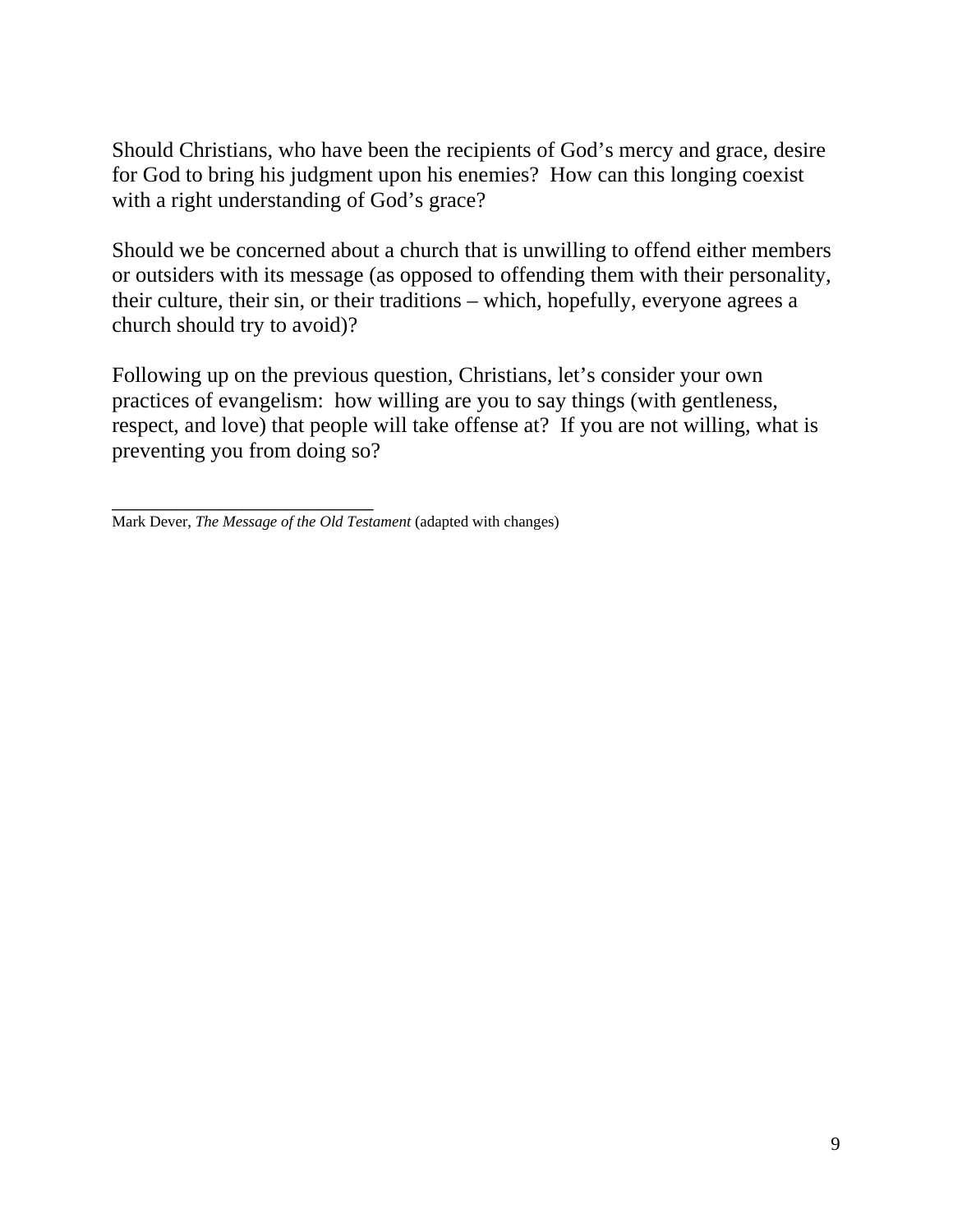Should Christians, who have been the recipients of God's mercy and grace, desire for God to bring his judgment upon his enemies?  How can this longing coexist with a right understanding of God's grace?

Should we be concerned about a church that is unwilling to offend either members or outsiders with its message (as opposed to offending them with their personality, their culture, their sin, or their traditions – which, hopefully, everyone agrees a church should try to avoid)?

Following up on the previous question, Christians, let's consider your own practices of evangelism:  how willing are you to say things (with gentleness, respect, and love) that people will take offense at?  If you are not willing, what is preventing you from doing so?

___________________________

Mark Dever, *The Message of the Old Testament* (adapted with changes)